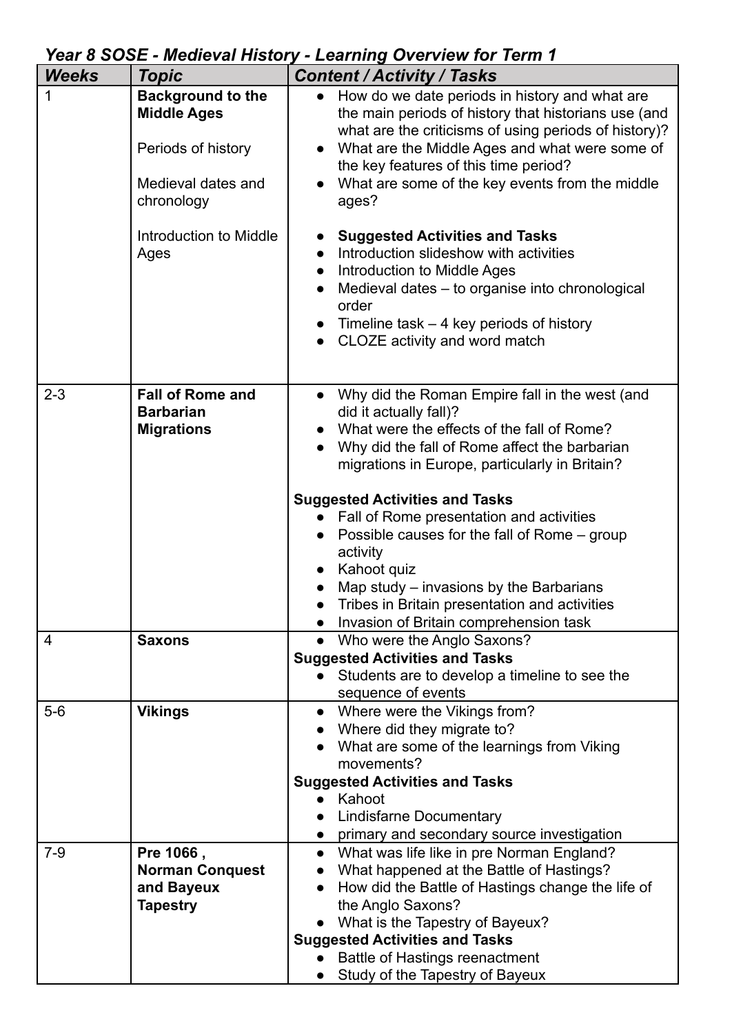***Year 8 SOSE - Medieval History - Learning Overview for Term 1***

| *Weeks* | *Topic* | *Content / Activity / Tasks* |
|---|---|---|
| 1 | **Background to the Middle Ages**<br><br>Periods of history<br><br>Medieval dates and chronology<br><br>Introduction to Middle Ages | • How do we date periods in history and what are the main periods of history that historians use (and what are the criticisms of using periods of history)?<br>• What are the Middle Ages and what were some of the key features of this time period?<br>• What are some of the key events from the middle ages?<br><br>• **Suggested Activities and Tasks**<br>• Introduction slideshow with activities<br>• Introduction to Middle Ages<br>• Medieval dates – to organise into chronological order<br>• Timeline task – 4 key periods of history<br>• CLOZE activity and word match |
| 2-3 | **Fall of Rome and Barbarian Migrations** | • Why did the Roman Empire fall in the west (and did it actually fall)?<br>• What were the effects of the fall of Rome?<br>• Why did the fall of Rome affect the barbarian migrations in Europe, particularly in Britain?<br><br>**Suggested Activities and Tasks**<br>• Fall of Rome presentation and activities<br>• Possible causes for the fall of Rome – group activity<br>• Kahoot quiz<br>• Map study – invasions by the Barbarians<br>• Tribes in Britain presentation and activities<br>• Invasion of Britain comprehension task |
| 4 | **Saxons** | • Who were the Anglo Saxons?<br>**Suggested Activities and Tasks**<br>• Students are to develop a timeline to see the sequence of events |
| 5-6 | **Vikings** | • Where were the Vikings from?<br>• Where did they migrate to?<br>• What are some of the learnings from Viking movements?<br>**Suggested Activities and Tasks**<br>• Kahoot<br>• Lindisfarne Documentary<br>• primary and secondary source investigation |
| 7-9 | **Pre 1066 , Norman Conquest and Bayeux Tapestry** | • What was life like in pre Norman England?<br>• What happened at the Battle of Hastings?<br>• How did the Battle of Hastings change the life of the Anglo Saxons?<br>• What is the Tapestry of Bayeux?<br>**Suggested Activities and Tasks**<br>• Battle of Hastings reenactment<br>• Study of the Tapestry of Bayeux |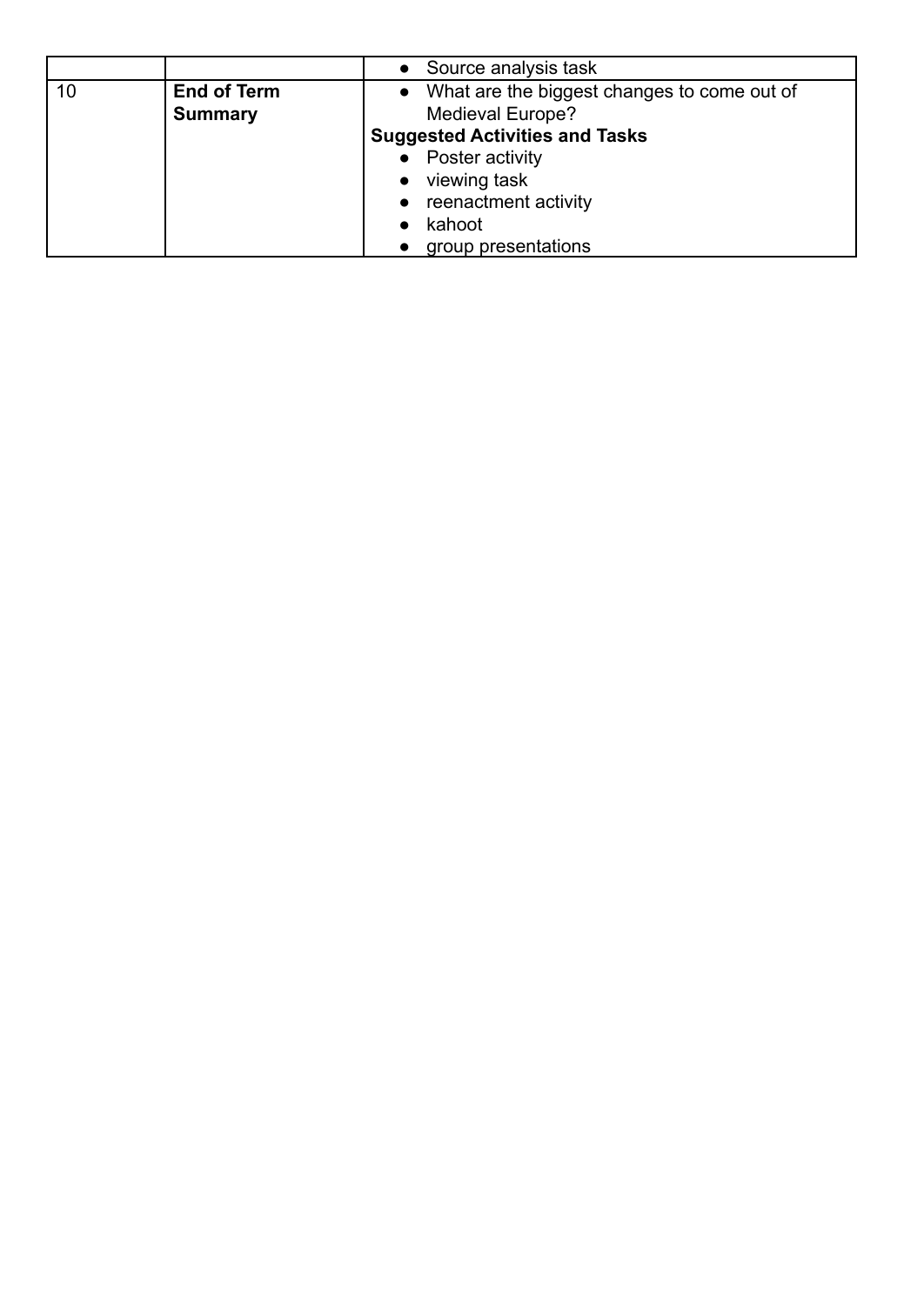| | | |
|---|---|---|
| | | • Source analysis task |
| 10 | **End of Term Summary** | • What are the biggest changes to come out of Medieval Europe?<br>**Suggested Activities and Tasks**<br>• Poster activity<br>• viewing task<br>• reenactment activity<br>• kahoot<br>• group presentations |